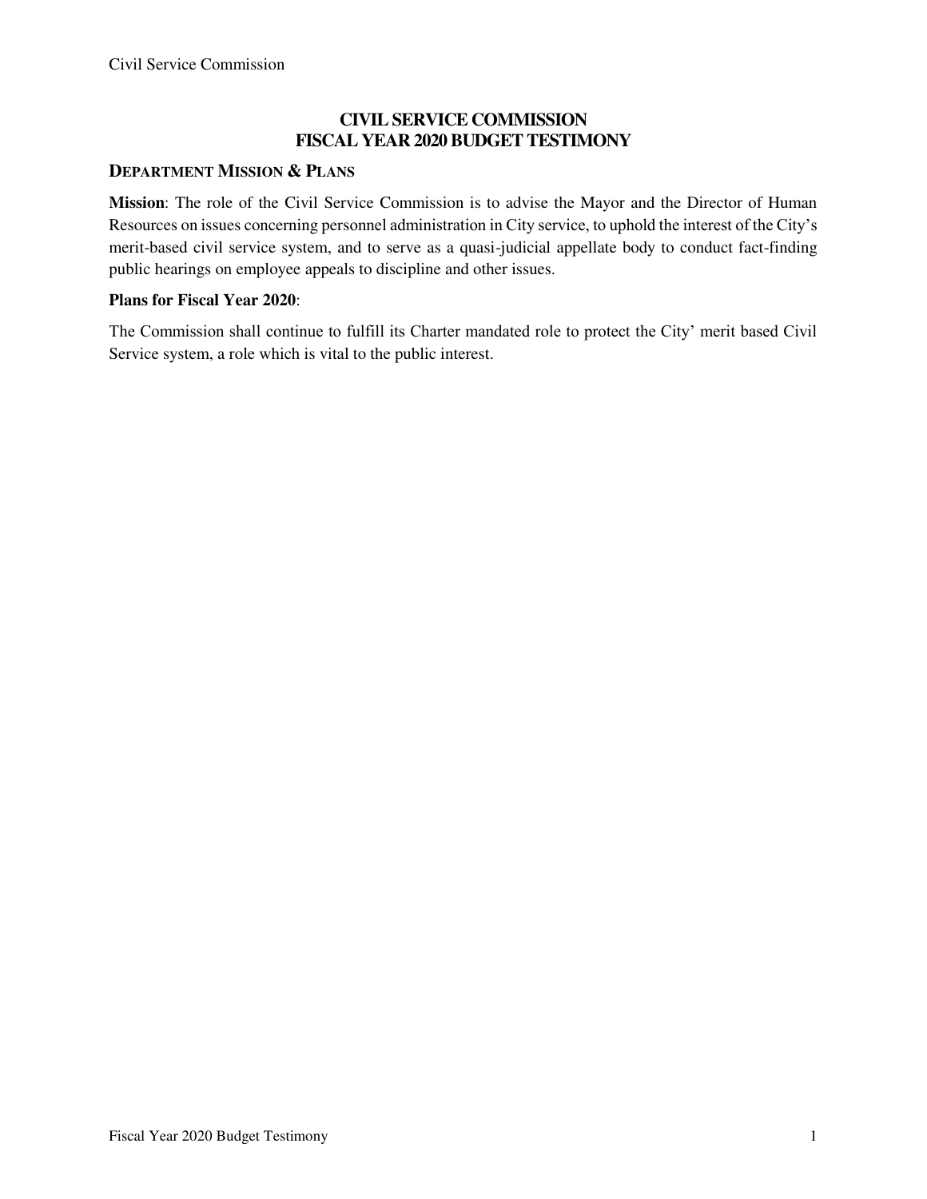# CIVIL SERVICE COMMISSION
# FISCAL YEAR 2020 BUDGET TESTIMONY

## DEPARTMENT MISSION & PLANS

**Mission**: The role of the Civil Service Commission is to advise the Mayor and the Director of Human Resources on issues concerning personnel administration in City service, to uphold the interest of the City's merit-based civil service system, and to serve as a quasi-judicial appellate body to conduct fact-finding public hearings on employee appeals to discipline and other issues.

**Plans for Fiscal Year 2020**:

The Commission shall continue to fulfill its Charter mandated role to protect the City' merit based Civil Service system, a role which is vital to the public interest.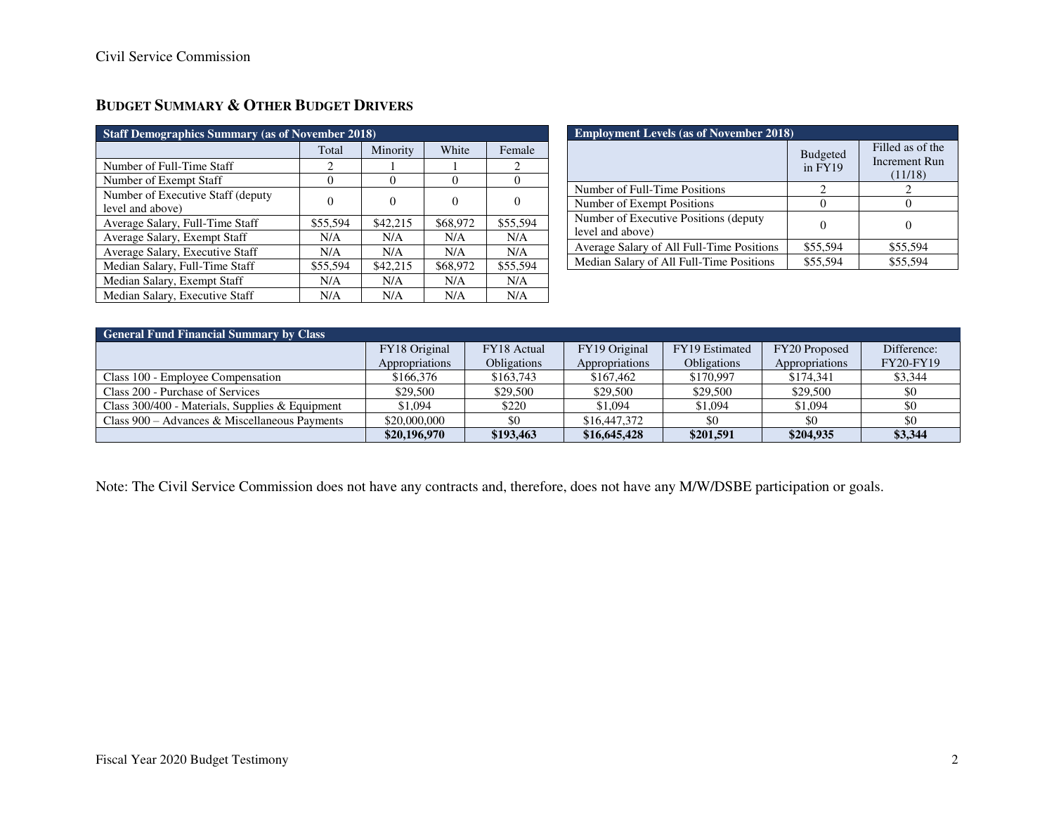## BUDGET SUMMARY & OTHER BUDGET DRIVERS

| Staff Demographics Summary (as of November 2018) | | | | |
|---|---|---|---|---|
| | Total | Minority | White | Female |
| Number of Full-Time Staff | 2 | 1 | 1 | 2 |
| Number of Exempt Staff | 0 | 0 | 0 | 0 |
| Number of Executive Staff (deputy level and above) | 0 | 0 | 0 | 0 |
| Average Salary, Full-Time Staff | $55,594 | $42,215 | $68,972 | $55,594 |
| Average Salary, Exempt Staff | N/A | N/A | N/A | N/A |
| Average Salary, Executive Staff | N/A | N/A | N/A | N/A |
| Median Salary, Full-Time Staff | $55,594 | $42,215 | $68,972 | $55,594 |
| Median Salary, Exempt Staff | N/A | N/A | N/A | N/A |
| Median Salary, Executive Staff | N/A | N/A | N/A | N/A |

| Employment Levels (as of November 2018) | | |
|---|---|---|
| | Budgeted in FY19 | Filled as of the Increment Run (11/18) |
| Number of Full-Time Positions | 2 | 2 |
| Number of Exempt Positions | 0 | 0 |
| Number of Executive Positions (deputy level and above) | 0 | 0 |
| Average Salary of All Full-Time Positions | $55,594 | $55,594 |
| Median Salary of All Full-Time Positions | $55,594 | $55,594 |

| General Fund Financial Summary by Class | | | | | | |
|---|---|---|---|---|---|---|
| | FY18 Original Appropriations | FY18 Actual Obligations | FY19 Original Appropriations | FY19 Estimated Obligations | FY20 Proposed Appropriations | Difference: FY20-FY19 |
| Class 100 - Employee Compensation | $166,376 | $163,743 | $167,462 | $170,997 | $174,341 | $3,344 |
| Class 200 - Purchase of Services | $29,500 | $29,500 | $29,500 | $29,500 | $29,500 | $0 |
| Class 300/400 - Materials, Supplies & Equipment | $1,094 | $220 | $1,094 | $1,094 | $1,094 | $0 |
| Class 900 – Advances & Miscellaneous Payments | $20,000,000 | $0 | $16,447,372 | $0 | $0 | $0 |
| | **$20,196,970** | **$193,463** | **$16,645,428** | **$201,591** | **$204,935** | **$3,344** |

Note: The Civil Service Commission does not have any contracts and, therefore, does not have any M/W/DSBE participation or goals.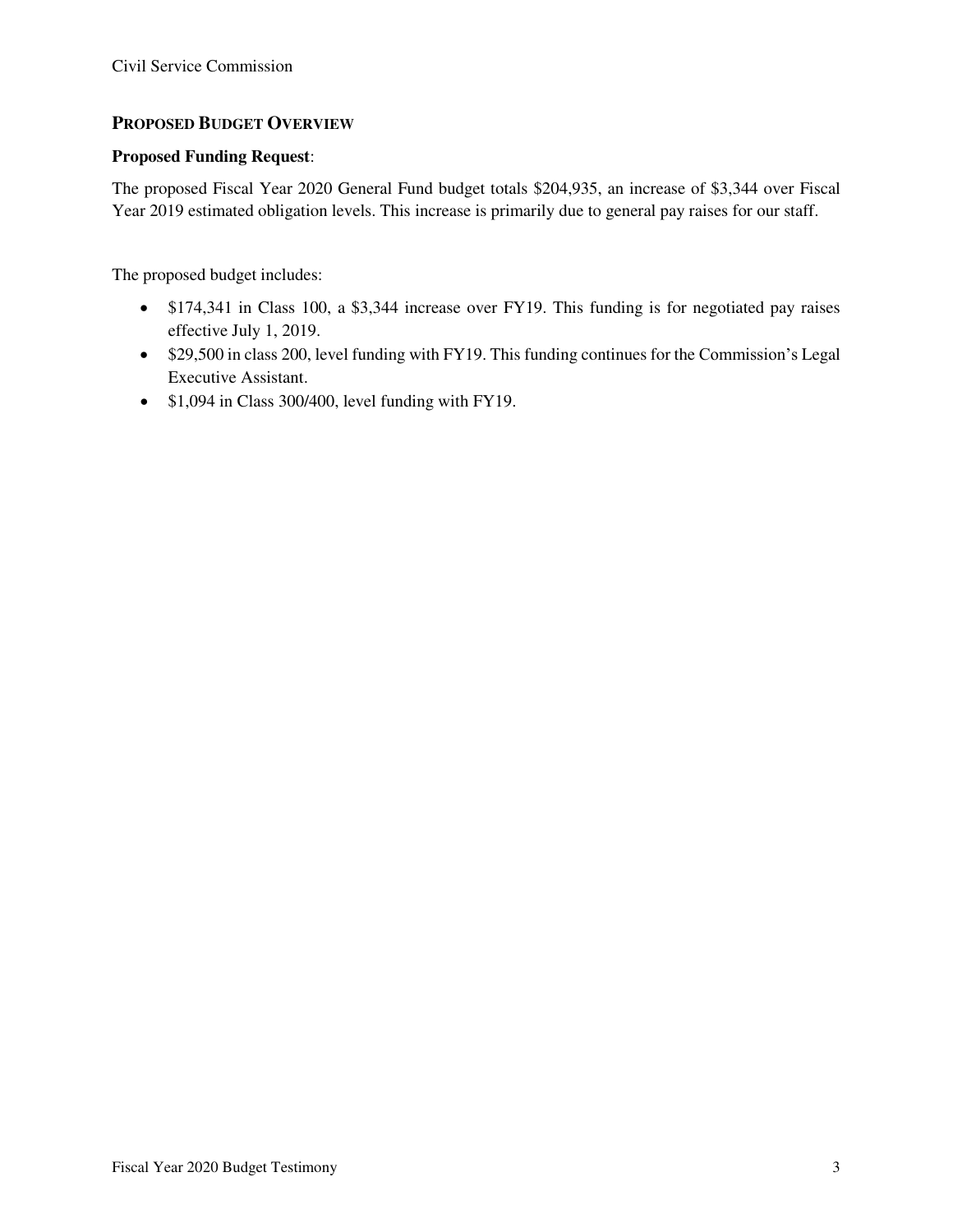## PROPOSED BUDGET OVERVIEW

**Proposed Funding Request**:

The proposed Fiscal Year 2020 General Fund budget totals $204,935, an increase of $3,344 over Fiscal Year 2019 estimated obligation levels. This increase is primarily due to general pay raises for our staff.

The proposed budget includes:

- $174,341 in Class 100, a $3,344 increase over FY19. This funding is for negotiated pay raises effective July 1, 2019.
- $29,500 in class 200, level funding with FY19. This funding continues for the Commission's Legal Executive Assistant.
- $1,094 in Class 300/400, level funding with FY19.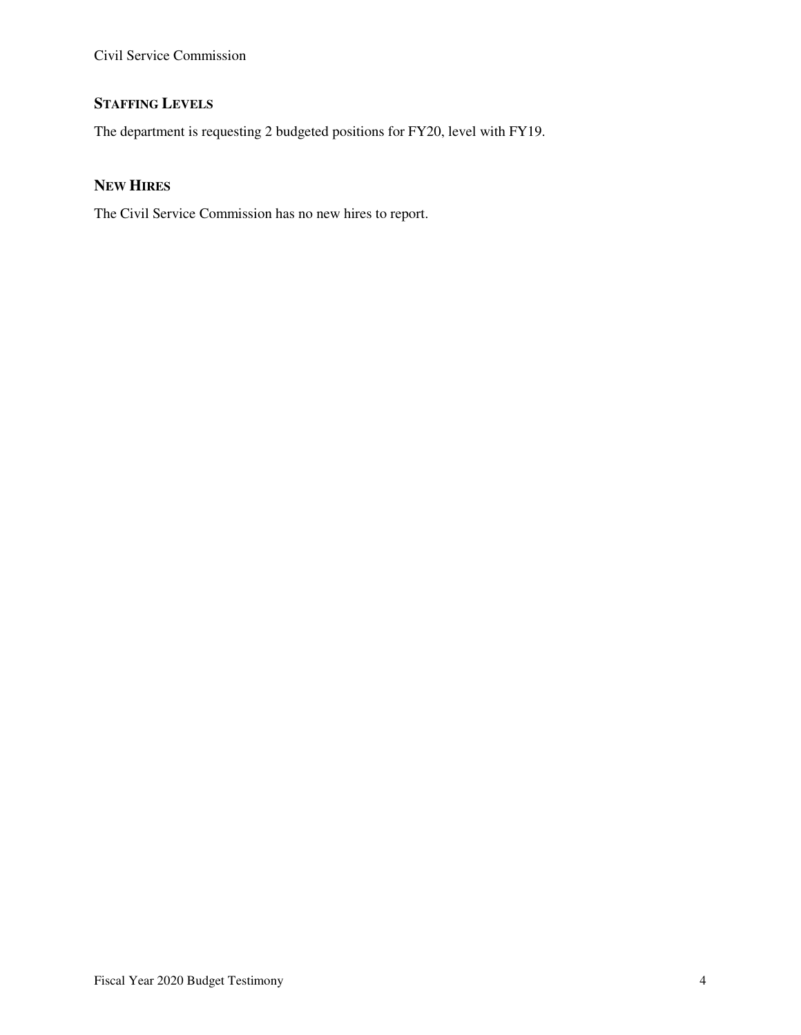## STAFFING LEVELS

The department is requesting 2 budgeted positions for FY20, level with FY19.

## NEW HIRES

The Civil Service Commission has no new hires to report.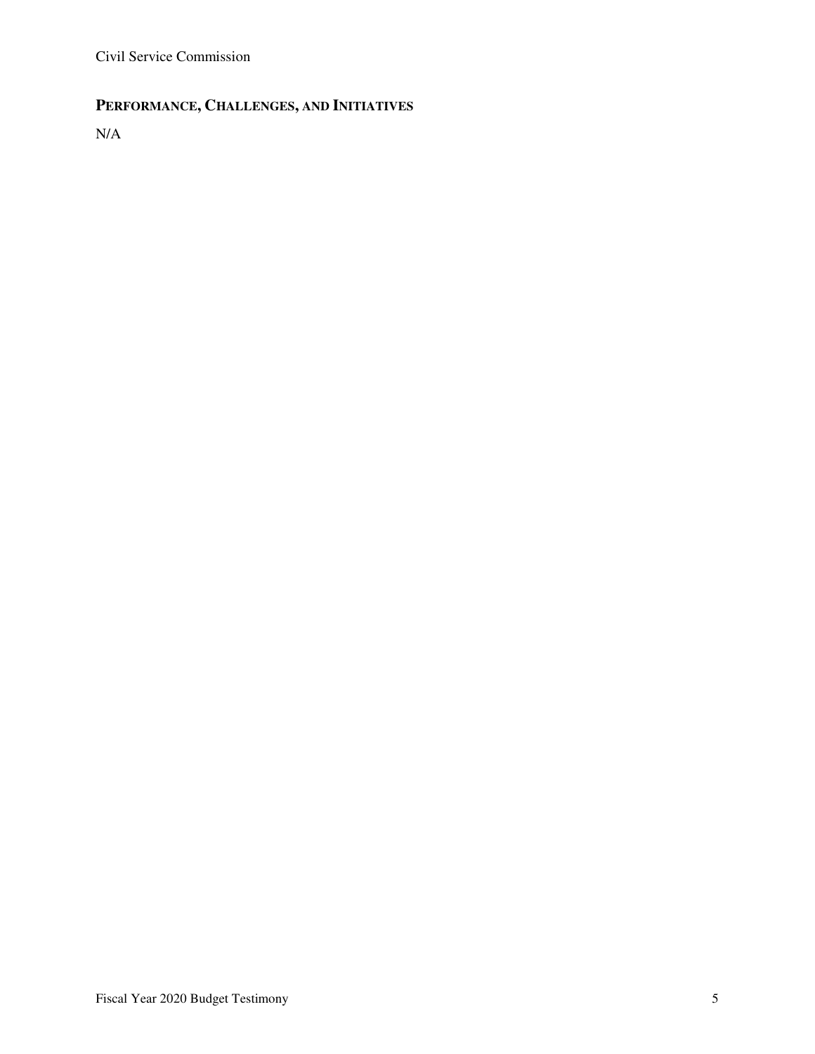## PERFORMANCE, CHALLENGES, AND INITIATIVES

N/A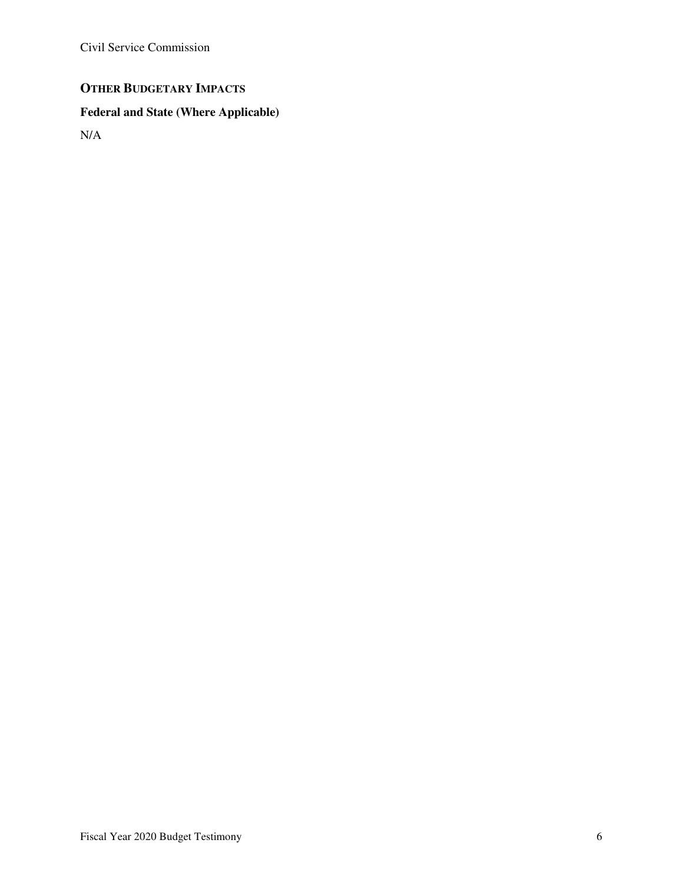## Other Budgetary Impacts

### Federal and State (Where Applicable)

N/A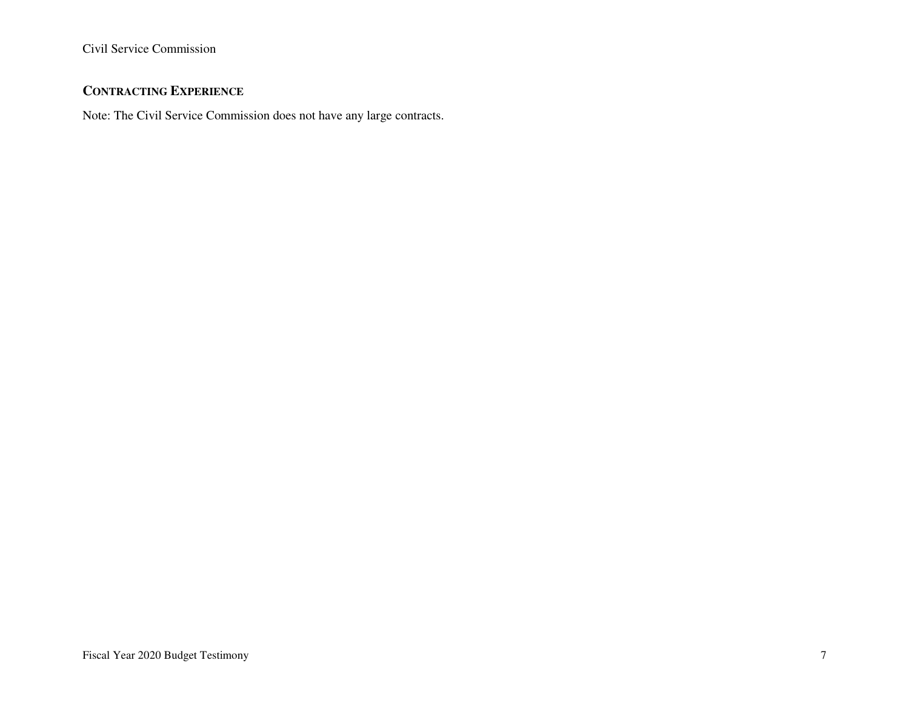## CONTRACTING EXPERIENCE

Note: The Civil Service Commission does not have any large contracts.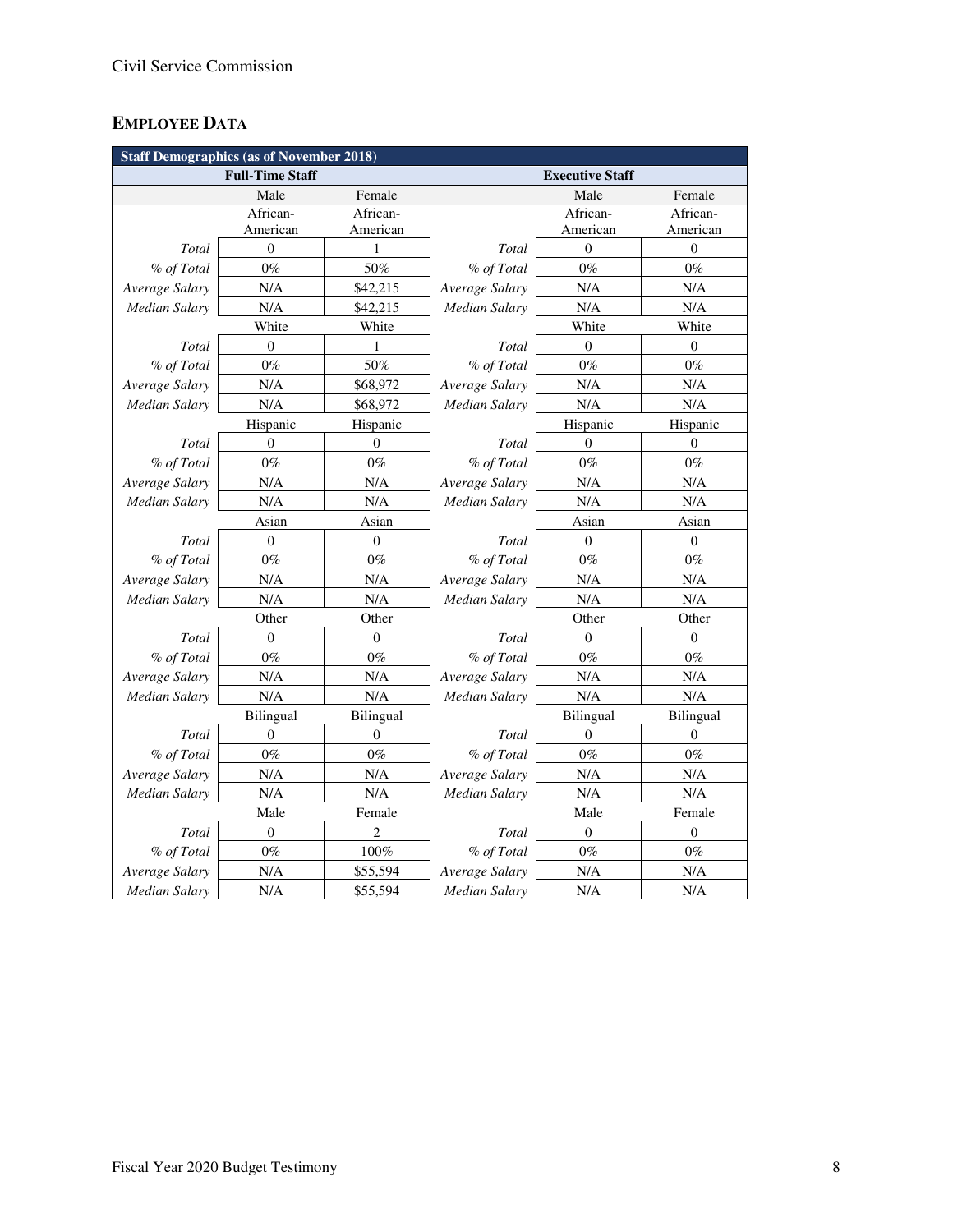## EMPLOYEE DATA

| Staff Demographics (as of November 2018) | | | | | |
|---|---|---|---|---|---|
| **Full-Time Staff** | | | **Executive Staff** | | |
| | Male | Female | | Male | Female |
| | African-American | African-American | | African-American | African-American |
| *Total* | 0 | 1 | *Total* | 0 | 0 |
| *% of Total* | 0% | 50% | *% of Total* | 0% | 0% |
| *Average Salary* | N/A | $42,215 | *Average Salary* | N/A | N/A |
| *Median Salary* | N/A | $42,215 | *Median Salary* | N/A | N/A |
| | White | White | | White | White |
| *Total* | 0 | 1 | *Total* | 0 | 0 |
| *% of Total* | 0% | 50% | *% of Total* | 0% | 0% |
| *Average Salary* | N/A | $68,972 | *Average Salary* | N/A | N/A |
| *Median Salary* | N/A | $68,972 | *Median Salary* | N/A | N/A |
| | Hispanic | Hispanic | | Hispanic | Hispanic |
| *Total* | 0 | 0 | *Total* | 0 | 0 |
| *% of Total* | 0% | 0% | *% of Total* | 0% | 0% |
| *Average Salary* | N/A | N/A | *Average Salary* | N/A | N/A |
| *Median Salary* | N/A | N/A | *Median Salary* | N/A | N/A |
| | Asian | Asian | | Asian | Asian |
| *Total* | 0 | 0 | *Total* | 0 | 0 |
| *% of Total* | 0% | 0% | *% of Total* | 0% | 0% |
| *Average Salary* | N/A | N/A | *Average Salary* | N/A | N/A |
| *Median Salary* | N/A | N/A | *Median Salary* | N/A | N/A |
| | Other | Other | | Other | Other |
| *Total* | 0 | 0 | *Total* | 0 | 0 |
| *% of Total* | 0% | 0% | *% of Total* | 0% | 0% |
| *Average Salary* | N/A | N/A | *Average Salary* | N/A | N/A |
| *Median Salary* | N/A | N/A | *Median Salary* | N/A | N/A |
| | Bilingual | Bilingual | | Bilingual | Bilingual |
| *Total* | 0 | 0 | *Total* | 0 | 0 |
| *% of Total* | 0% | 0% | *% of Total* | 0% | 0% |
| *Average Salary* | N/A | N/A | *Average Salary* | N/A | N/A |
| *Median Salary* | N/A | N/A | *Median Salary* | N/A | N/A |
| | Male | Female | | Male | Female |
| *Total* | 0 | 2 | *Total* | 0 | 0 |
| *% of Total* | 0% | 100% | *% of Total* | 0% | 0% |
| *Average Salary* | N/A | $55,594 | *Average Salary* | N/A | N/A |
| *Median Salary* | N/A | $55,594 | *Median Salary* | N/A | N/A |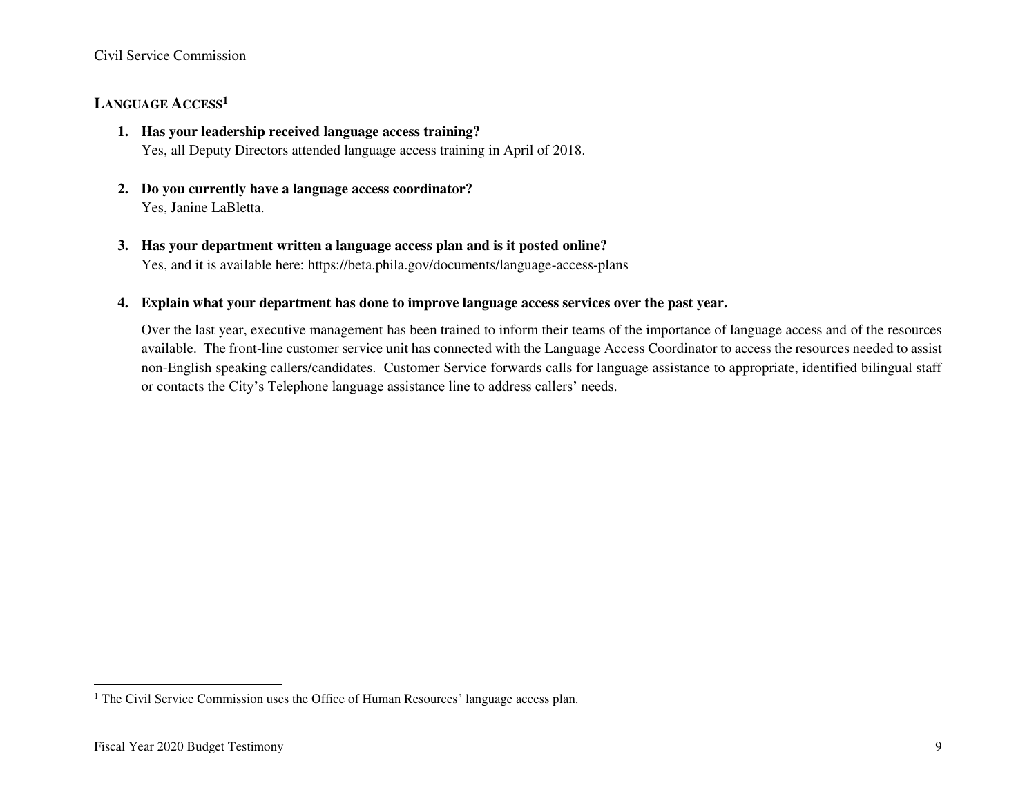## Language Access[1]

1. **Has your leadership received language access training?**
   Yes, all Deputy Directors attended language access training in April of 2018.

2. **Do you currently have a language access coordinator?**
   Yes, Janine LaBletta.

3. **Has your department written a language access plan and is it posted online?**
   Yes, and it is available here: https://beta.phila.gov/documents/language-access-plans

4. **Explain what your department has done to improve language access services over the past year.**

   Over the last year, executive management has been trained to inform their teams of the importance of language access and of the resources available. The front-line customer service unit has connected with the Language Access Coordinator to access the resources needed to assist non-English speaking callers/candidates. Customer Service forwards calls for language assistance to appropriate, identified bilingual staff or contacts the City's Telephone language assistance line to address callers' needs.

---

[1] The Civil Service Commission uses the Office of Human Resources' language access plan.